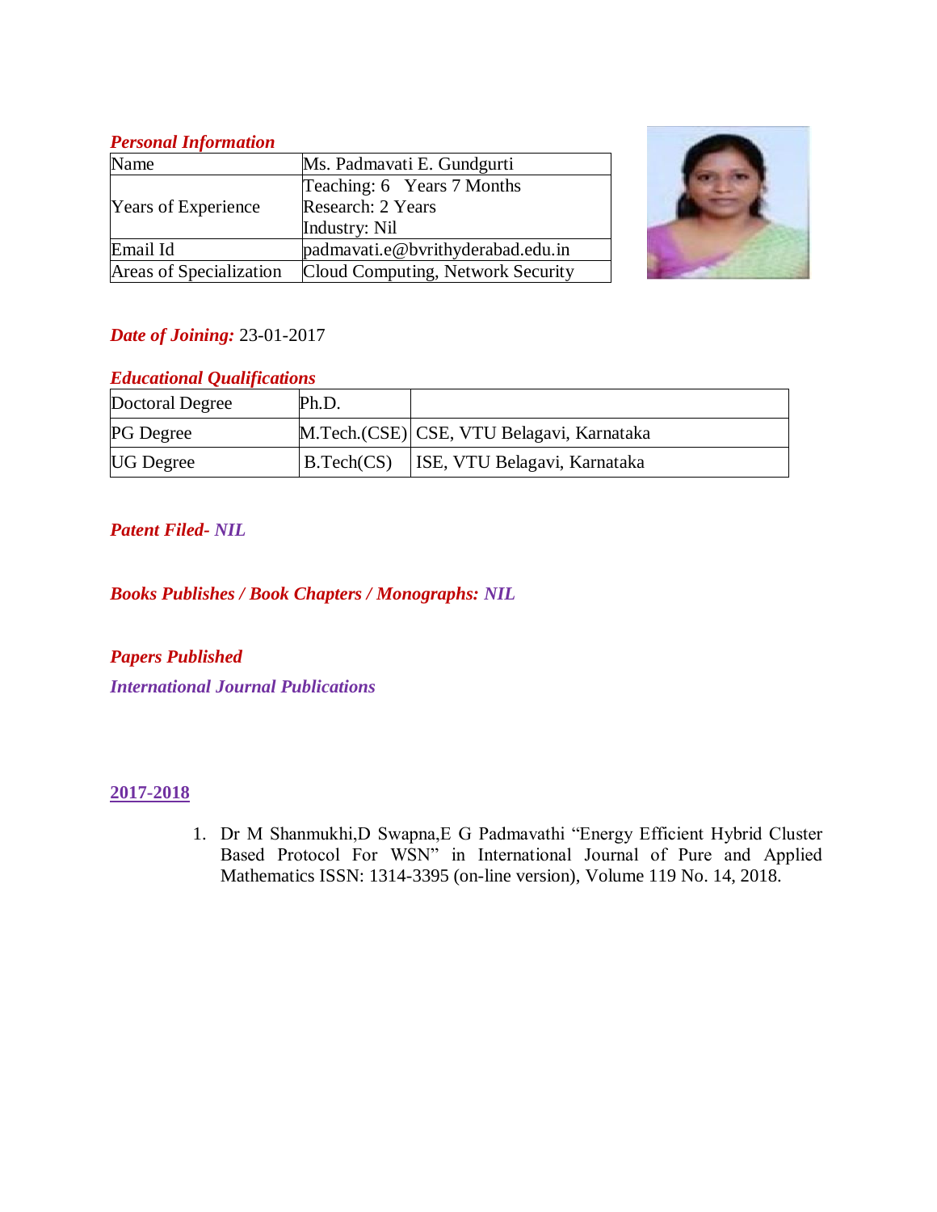***Personal Information***

| Name | Ms. Padmavati E. Gundgurti |
|---|---|
| Years of Experience | Teaching: 6 Years 7 Months<br>Research: 2 Years<br>Industry: Nil |
| Email Id | padmavati.e@bvrithyderabad.edu.in |
| Areas of Specialization | Cloud Computing, Network Security |

***Date of Joining:*** 23-01-2017

***Educational Qualifications***

| Doctoral Degree | Ph.D. | |
|---|---|---|
| PG Degree | M.Tech.(CSE) | CSE, VTU Belagavi, Karnataka |
| UG Degree | B.Tech(CS) | ISE, VTU Belagavi, Karnataka |

***Patent Filed- NIL***

***Books Publishes / Book Chapters / Monographs: NIL***

***Papers Published***

***International Journal Publications***

**2017-2018**

1. Dr M Shanmukhi,D Swapna,E G Padmavathi "Energy Efficient Hybrid Cluster Based Protocol For WSN" in International Journal of Pure and Applied Mathematics ISSN: 1314-3395 (on-line version), Volume 119 No. 14, 2018.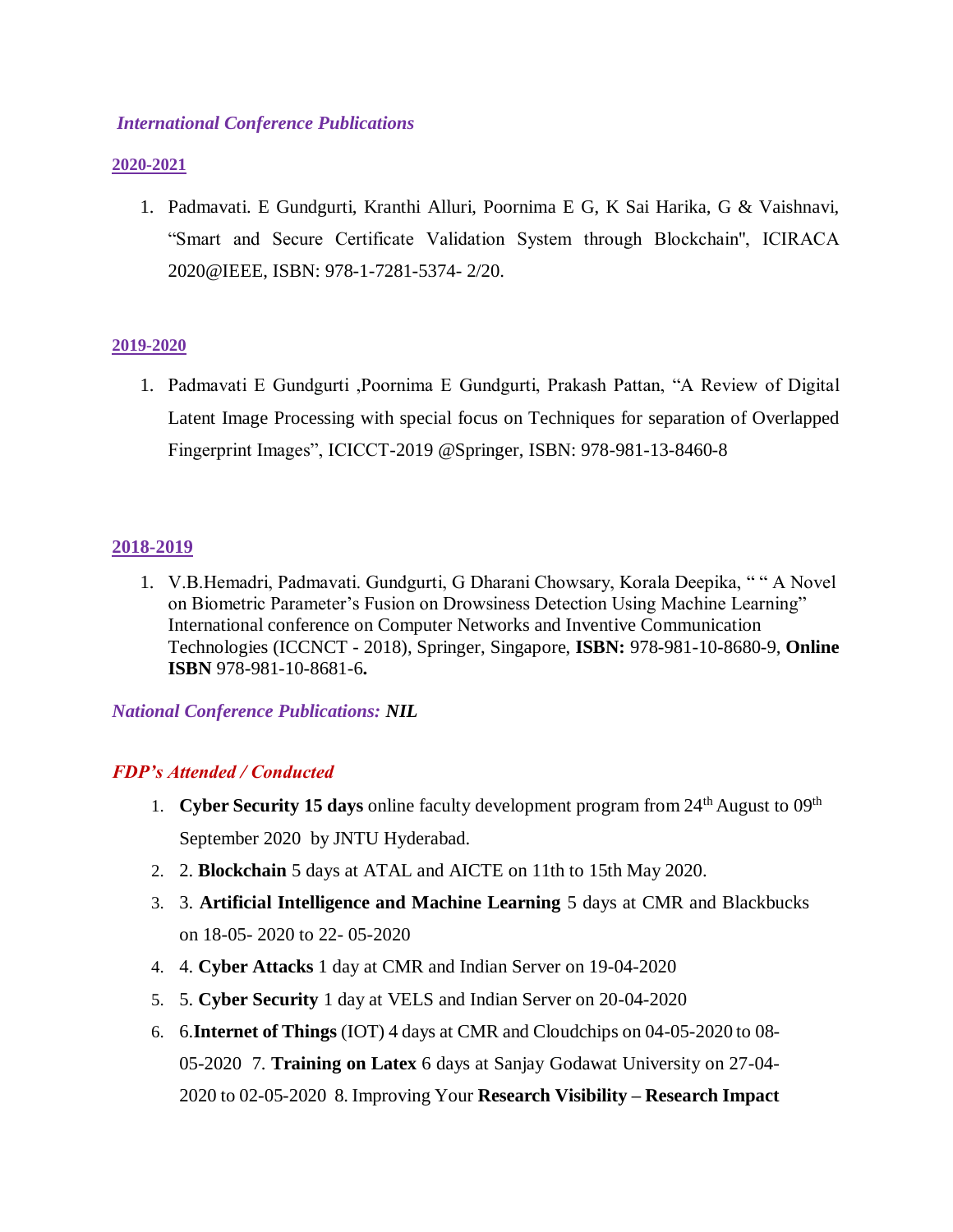*International Conference Publications*

**2020-2021**

1. Padmavati. E Gundgurti, Kranthi Alluri, Poornima E G, K Sai Harika, G & Vaishnavi, "Smart and Secure Certificate Validation System through Blockchain", ICIRACA 2020@IEEE, ISBN: 978-1-7281-5374- 2/20.

**2019-2020**

1. Padmavati E Gundgurti ,Poornima E Gundgurti, Prakash Pattan, "A Review of Digital Latent Image Processing with special focus on Techniques for separation of Overlapped Fingerprint Images", ICICCT-2019 @Springer, ISBN: 978-981-13-8460-8

**2018-2019**

1. V.B.Hemadri, Padmavati. Gundgurti, G Dharani Chowsary, Korala Deepika, " " A Novel on Biometric Parameter's Fusion on Drowsiness Detection Using Machine Learning" International conference on Computer Networks and Inventive Communication Technologies (ICCNCT - 2018), Springer, Singapore, **ISBN:** 978-981-10-8680-9, **Online ISBN** 978-981-10-8681-6**.**

***National Conference Publications: NIL***

***FDP's Attended / Conducted***

1. **Cyber Security 15 days** online faculty development program from 24th August to 09th September 2020 by JNTU Hyderabad.
2. 2. **Blockchain** 5 days at ATAL and AICTE on 11th to 15th May 2020.
3. 3. **Artificial Intelligence and Machine Learning** 5 days at CMR and Blackbucks on 18-05- 2020 to 22- 05-2020
4. 4. **Cyber Attacks** 1 day at CMR and Indian Server on 19-04-2020
5. 5. **Cyber Security** 1 day at VELS and Indian Server on 20-04-2020
6. 6.**Internet of Things** (IOT) 4 days at CMR and Cloudchips on 04-05-2020 to 08-05-2020 7. **Training on Latex** 6 days at Sanjay Godawat University on 27-04-2020 to 02-05-2020 8. Improving Your **Research Visibility – Research Impact**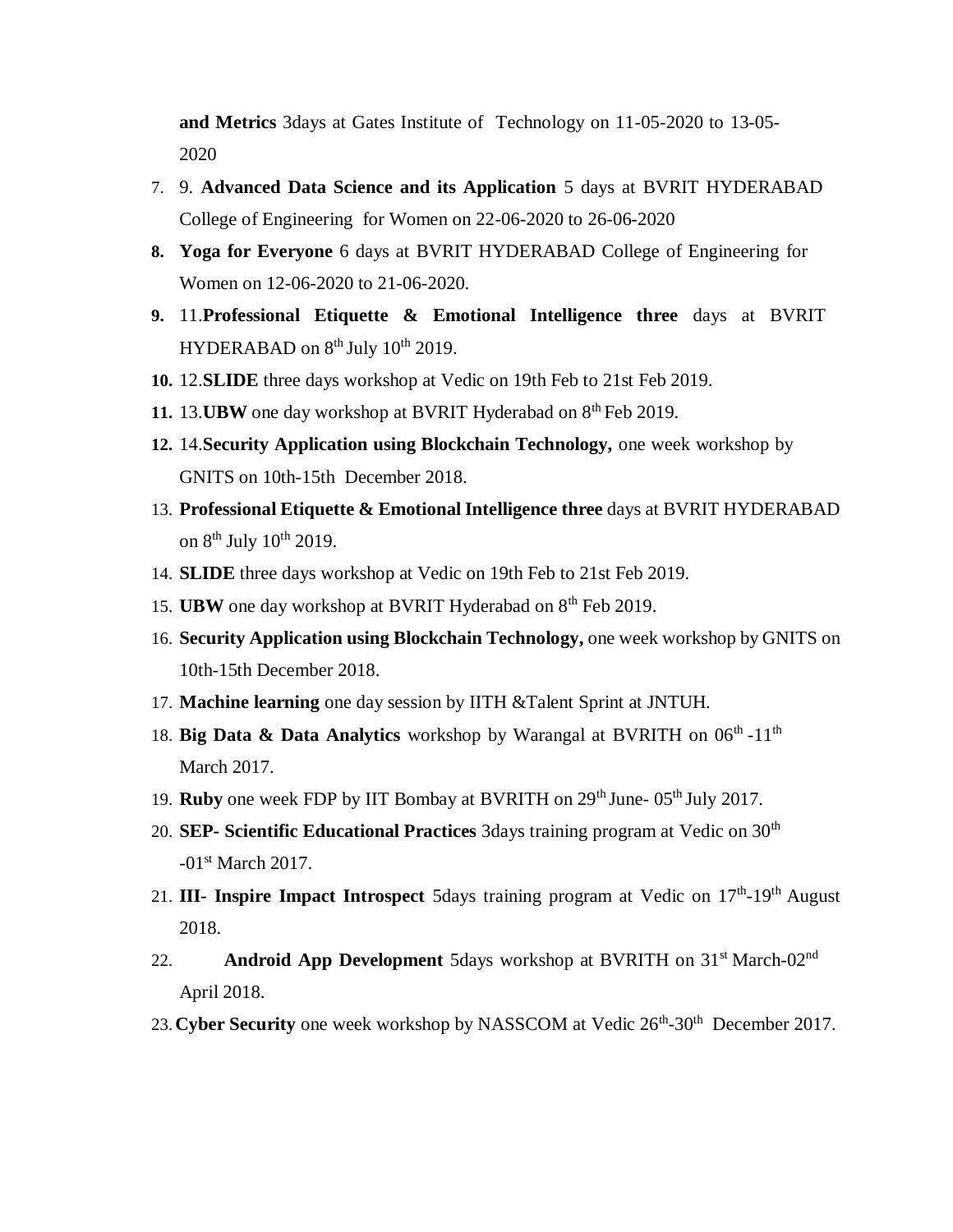**and Metrics** 3days at Gates Institute of Technology on 11-05-2020 to 13-05-2020

7. 9. **Advanced Data Science and its Application** 5 days at BVRIT HYDERABAD College of Engineering for Women on 22-06-2020 to 26-06-2020
8. **Yoga for Everyone** 6 days at BVRIT HYDERABAD College of Engineering for Women on 12-06-2020 to 21-06-2020.
9. 11.**Professional Etiquette & Emotional Intelligence three** days at BVRIT HYDERABAD on 8th July 10th 2019.
10. 12.**SLIDE** three days workshop at Vedic on 19th Feb to 21st Feb 2019.
11. 13.**UBW** one day workshop at BVRIT Hyderabad on 8th Feb 2019.
12. 14.**Security Application using Blockchain Technology,** one week workshop by GNITS on 10th-15th December 2018.
13. **Professional Etiquette & Emotional Intelligence three** days at BVRIT HYDERABAD on 8th July 10th 2019.
14. **SLIDE** three days workshop at Vedic on 19th Feb to 21st Feb 2019.
15. **UBW** one day workshop at BVRIT Hyderabad on 8th Feb 2019.
16. **Security Application using Blockchain Technology,** one week workshop by GNITS on 10th-15th December 2018.
17. **Machine learning** one day session by IITH &Talent Sprint at JNTUH.
18. **Big Data & Data Analytics** workshop by Warangal at BVRITH on 06th -11th March 2017.
19. **Ruby** one week FDP by IIT Bombay at BVRITH on 29th June- 05th July 2017.
20. **SEP- Scientific Educational Practices** 3days training program at Vedic on 30th -01st March 2017.
21. **III- Inspire Impact Introspect** 5days training program at Vedic on 17th-19th August 2018.
22. **Android App Development** 5days workshop at BVRITH on 31st March-02nd April 2018.
23. **Cyber Security** one week workshop by NASSCOM at Vedic 26th-30th December 2017.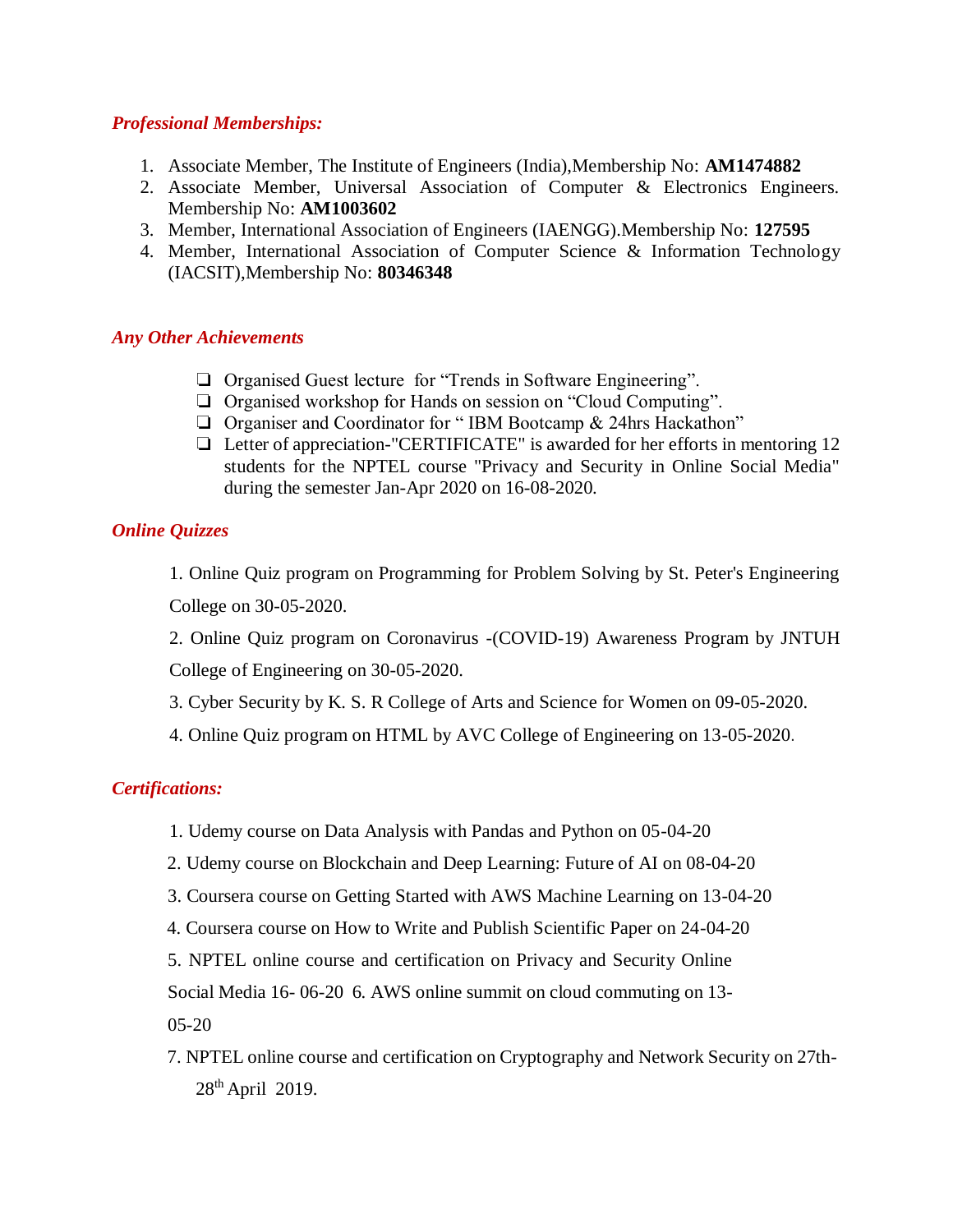***Professional Memberships:***

1. Associate Member, The Institute of Engineers (India),Membership No: **AM1474882**
2. Associate Member, Universal Association of Computer & Electronics Engineers. Membership No: **AM1003602**
3. Member, International Association of Engineers (IAENGG).Membership No: **127595**
4. Member, International Association of Computer Science & Information Technology (IACSIT),Membership No: **80346348**

***Any Other Achievements***

- Organised Guest lecture for "Trends in Software Engineering".
- Organised workshop for Hands on session on "Cloud Computing".
- Organiser and Coordinator for " IBM Bootcamp & 24hrs Hackathon"
- Letter of appreciation-"CERTIFICATE" is awarded for her efforts in mentoring 12 students for the NPTEL course "Privacy and Security in Online Social Media" during the semester Jan-Apr 2020 on 16-08-2020.

***Online Quizzes***

1. Online Quiz program on Programming for Problem Solving by St. Peter's Engineering College on 30-05-2020.
2. Online Quiz program on Coronavirus -(COVID-19) Awareness Program by JNTUH College of Engineering on 30-05-2020.
3. Cyber Security by K. S. R College of Arts and Science for Women on 09-05-2020.
4. Online Quiz program on HTML by AVC College of Engineering on 13-05-2020.

***Certifications:***

1. Udemy course on Data Analysis with Pandas and Python on 05-04-20
2. Udemy course on Blockchain and Deep Learning: Future of AI on 08-04-20
3. Coursera course on Getting Started with AWS Machine Learning on 13-04-20
4. Coursera course on How to Write and Publish Scientific Paper on 24-04-20
5. NPTEL online course and certification on Privacy and Security Online Social Media 16- 06-20
6. AWS online summit on cloud commuting on 13-05-20
7. NPTEL online course and certification on Cryptography and Network Security on 27th-28th April 2019.